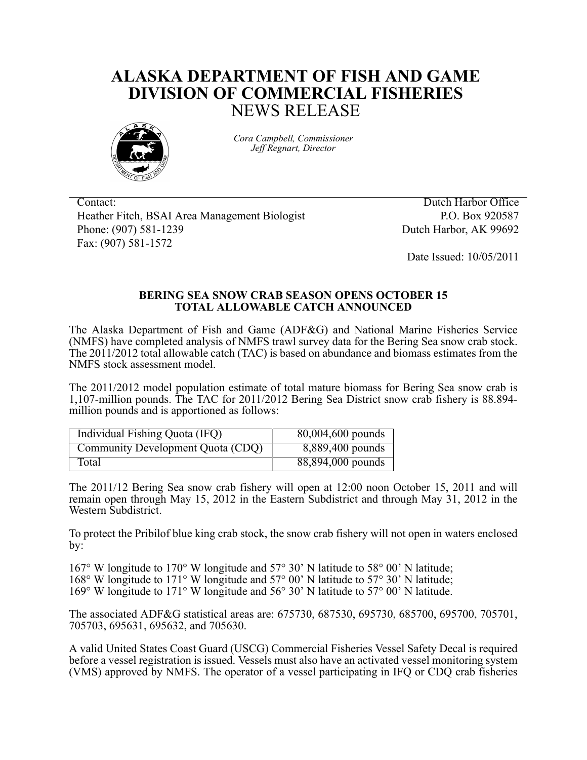# ALASKA DEPARTMENT OF FISH AND GAME
# DIVISION OF COMMERCIAL FISHERIES
## NEWS RELEASE

*Cora Campbell, Commissioner*
*Jeff Regnart, Director*

Contact:
Heather Fitch, BSAI Area Management Biologist
Phone: (907) 581-1239
Fax: (907) 581-1572

Dutch Harbor Office
P.O. Box 920587
Dutch Harbor, AK 99692

Date Issued: 10/05/2011

**BERING SEA SNOW CRAB SEASON OPENS OCTOBER 15**
**TOTAL ALLOWABLE CATCH ANNOUNCED**

The Alaska Department of Fish and Game (ADF&G) and National Marine Fisheries Service (NMFS) have completed analysis of NMFS trawl survey data for the Bering Sea snow crab stock. The 2011/2012 total allowable catch (TAC) is based on abundance and biomass estimates from the NMFS stock assessment model.

The 2011/2012 model population estimate of total mature biomass for Bering Sea snow crab is 1,107-million pounds. The TAC for 2011/2012 Bering Sea District snow crab fishery is 88.894-million pounds and is apportioned as follows:

| | |
|---|---|
| Individual Fishing Quota (IFQ) | 80,004,600 pounds |
| Community Development Quota (CDQ) | 8,889,400 pounds |
| Total | 88,894,000 pounds |

The 2011/12 Bering Sea snow crab fishery will open at 12:00 noon October 15, 2011 and will remain open through May 15, 2012 in the Eastern Subdistrict and through May 31, 2012 in the Western Subdistrict.

To protect the Pribilof blue king crab stock, the snow crab fishery will not open in waters enclosed by:

167° W longitude to 170° W longitude and 57° 30' N latitude to 58° 00' N latitude;
168° W longitude to 171° W longitude and 57° 00' N latitude to 57° 30' N latitude;
169° W longitude to 171° W longitude and 56° 30' N latitude to 57° 00' N latitude.

The associated ADF&G statistical areas are: 675730, 687530, 695730, 685700, 695700, 705701, 705703, 695631, 695632, and 705630.

A valid United States Coast Guard (USCG) Commercial Fisheries Vessel Safety Decal is required before a vessel registration is issued. Vessels must also have an activated vessel monitoring system (VMS) approved by NMFS. The operator of a vessel participating in IFQ or CDQ crab fisheries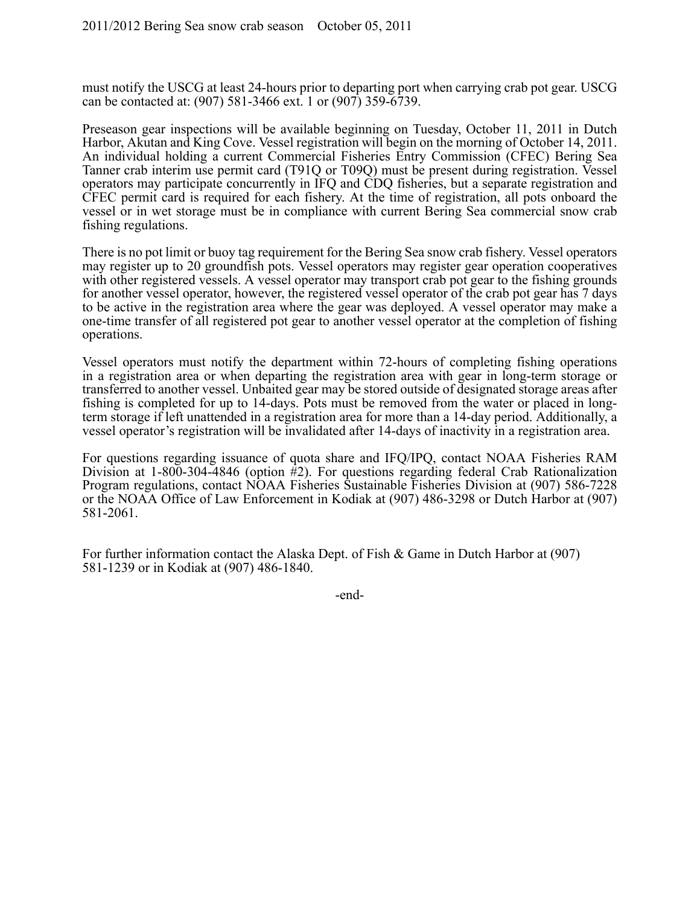must notify the USCG at least 24-hours prior to departing port when carrying crab pot gear. USCG can be contacted at: (907) 581-3466 ext. 1 or (907) 359-6739.

Preseason gear inspections will be available beginning on Tuesday, October 11, 2011 in Dutch Harbor, Akutan and King Cove. Vessel registration will begin on the morning of October 14, 2011. An individual holding a current Commercial Fisheries Entry Commission (CFEC) Bering Sea Tanner crab interim use permit card (T91Q or T09Q) must be present during registration. Vessel operators may participate concurrently in IFQ and CDQ fisheries, but a separate registration and CFEC permit card is required for each fishery. At the time of registration, all pots onboard the vessel or in wet storage must be in compliance with current Bering Sea commercial snow crab fishing regulations.

There is no pot limit or buoy tag requirement for the Bering Sea snow crab fishery. Vessel operators may register up to 20 groundfish pots. Vessel operators may register gear operation cooperatives with other registered vessels. A vessel operator may transport crab pot gear to the fishing grounds for another vessel operator, however, the registered vessel operator of the crab pot gear has 7 days to be active in the registration area where the gear was deployed. A vessel operator may make a one-time transfer of all registered pot gear to another vessel operator at the completion of fishing operations.

Vessel operators must notify the department within 72-hours of completing fishing operations in a registration area or when departing the registration area with gear in long-term storage or transferred to another vessel. Unbaited gear may be stored outside of designated storage areas after fishing is completed for up to 14-days. Pots must be removed from the water or placed in long-term storage if left unattended in a registration area for more than a 14-day period. Additionally, a vessel operator's registration will be invalidated after 14-days of inactivity in a registration area.

For questions regarding issuance of quota share and IFQ/IPQ, contact NOAA Fisheries RAM Division at 1-800-304-4846 (option #2). For questions regarding federal Crab Rationalization Program regulations, contact NOAA Fisheries Sustainable Fisheries Division at (907) 586-7228 or the NOAA Office of Law Enforcement in Kodiak at (907) 486-3298 or Dutch Harbor at (907) 581-2061.

For further information contact the Alaska Dept. of Fish & Game in Dutch Harbor at (907) 581-1239 or in Kodiak at (907) 486-1840.

-end-